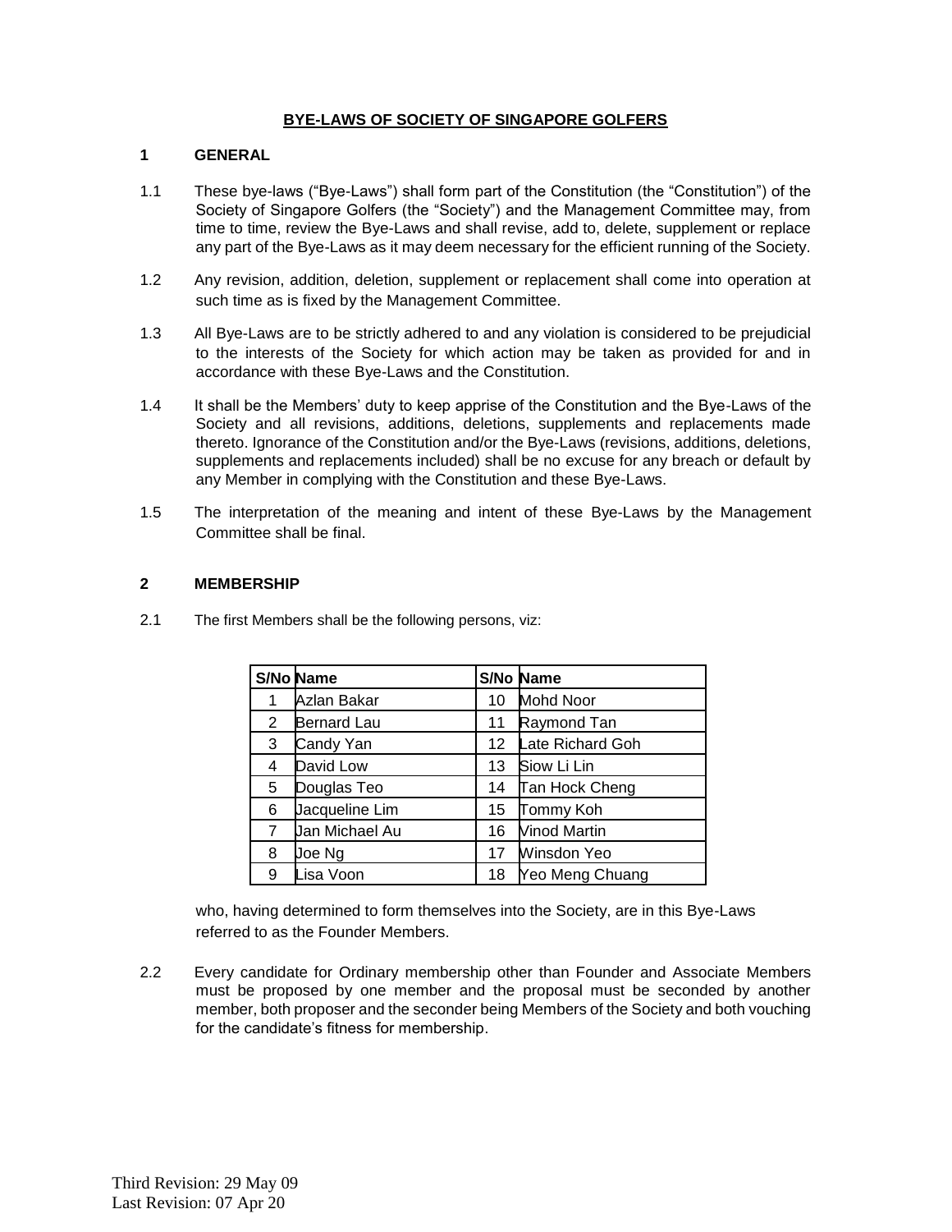# BYE-LAWS OF SOCIETY OF SINGAPORE GOLFERS

## 1 GENERAL

1.1 These bye-laws ("Bye-Laws") shall form part of the Constitution (the "Constitution") of the Society of Singapore Golfers (the "Society") and the Management Committee may, from time to time, review the Bye-Laws and shall revise, add to, delete, supplement or replace any part of the Bye-Laws as it may deem necessary for the efficient running of the Society.

1.2 Any revision, addition, deletion, supplement or replacement shall come into operation at such time as is fixed by the Management Committee.

1.3 All Bye-Laws are to be strictly adhered to and any violation is considered to be prejudicial to the interests of the Society for which action may be taken as provided for and in accordance with these Bye-Laws and the Constitution.

1.4 It shall be the Members' duty to keep apprise of the Constitution and the Bye-Laws of the Society and all revisions, additions, deletions, supplements and replacements made thereto. Ignorance of the Constitution and/or the Bye-Laws (revisions, additions, deletions, supplements and replacements included) shall be no excuse for any breach or default by any Member in complying with the Constitution and these Bye-Laws.

1.5 The interpretation of the meaning and intent of these Bye-Laws by the Management Committee shall be final.

## 2 MEMBERSHIP

2.1 The first Members shall be the following persons, viz:

| S/No | Name | S/No | Name |
|---|---|---|---|
| 1 | Azlan Bakar | 10 | Mohd Noor |
| 2 | Bernard Lau | 11 | Raymond Tan |
| 3 | Candy Yan | 12 | Late Richard Goh |
| 4 | David Low | 13 | Siow Li Lin |
| 5 | Douglas Teo | 14 | Tan Hock Cheng |
| 6 | Jacqueline Lim | 15 | Tommy Koh |
| 7 | Jan Michael Au | 16 | Vinod Martin |
| 8 | Joe Ng | 17 | Winsdon Yeo |
| 9 | Lisa Voon | 18 | Yeo Meng Chuang |

who, having determined to form themselves into the Society, are in this Bye-Laws referred to as the Founder Members.

2.2 Every candidate for Ordinary membership other than Founder and Associate Members must be proposed by one member and the proposal must be seconded by another member, both proposer and the seconder being Members of the Society and both vouching for the candidate's fitness for membership.

Third Revision: 29 May 09
Last Revision: 07 Apr 20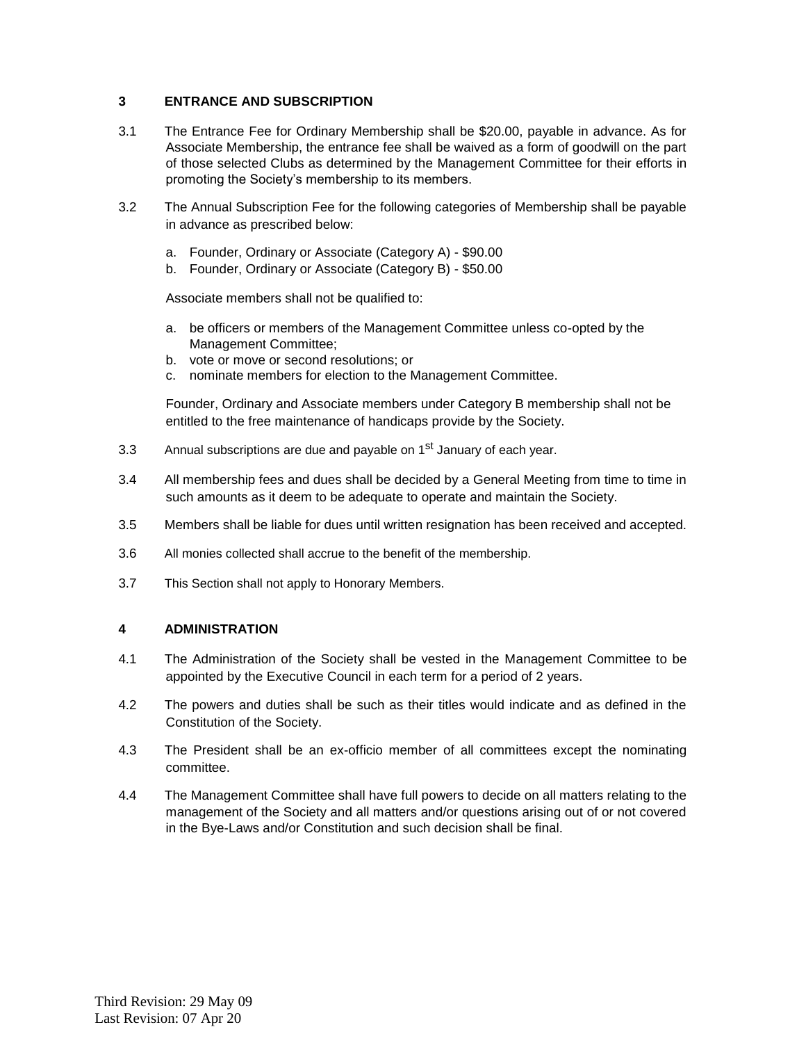## 3 ENTRANCE AND SUBSCRIPTION

3.1 The Entrance Fee for Ordinary Membership shall be $20.00, payable in advance. As for Associate Membership, the entrance fee shall be waived as a form of goodwill on the part of those selected Clubs as determined by the Management Committee for their efforts in promoting the Society's membership to its members.

3.2 The Annual Subscription Fee for the following categories of Membership shall be payable in advance as prescribed below:

a. Founder, Ordinary or Associate (Category A) - $90.00
b. Founder, Ordinary or Associate (Category B) - $50.00

Associate members shall not be qualified to:

a. be officers or members of the Management Committee unless co-opted by the Management Committee;
b. vote or move or second resolutions; or
c. nominate members for election to the Management Committee.

Founder, Ordinary and Associate members under Category B membership shall not be entitled to the free maintenance of handicaps provide by the Society.

3.3 Annual subscriptions are due and payable on 1st January of each year.

3.4 All membership fees and dues shall be decided by a General Meeting from time to time in such amounts as it deem to be adequate to operate and maintain the Society.

3.5 Members shall be liable for dues until written resignation has been received and accepted.

3.6 All monies collected shall accrue to the benefit of the membership.

3.7 This Section shall not apply to Honorary Members.

## 4 ADMINISTRATION

4.1 The Administration of the Society shall be vested in the Management Committee to be appointed by the Executive Council in each term for a period of 2 years.

4.2 The powers and duties shall be such as their titles would indicate and as defined in the Constitution of the Society.

4.3 The President shall be an ex-officio member of all committees except the nominating committee.

4.4 The Management Committee shall have full powers to decide on all matters relating to the management of the Society and all matters and/or questions arising out of or not covered in the Bye-Laws and/or Constitution and such decision shall be final.

Third Revision: 29 May 09
Last Revision: 07 Apr 20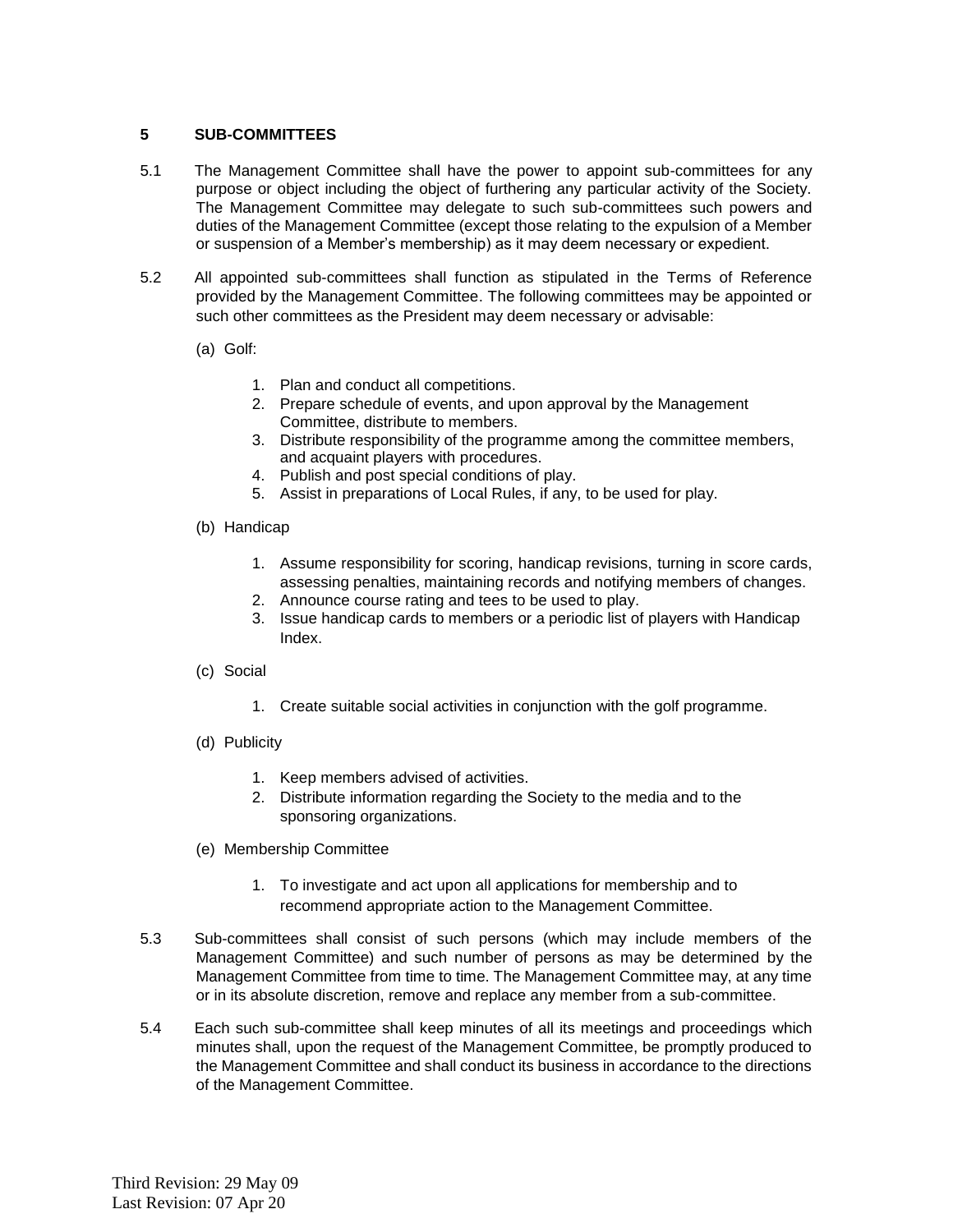## 5 SUB-COMMITTEES

5.1 The Management Committee shall have the power to appoint sub-committees for any purpose or object including the object of furthering any particular activity of the Society. The Management Committee may delegate to such sub-committees such powers and duties of the Management Committee (except those relating to the expulsion of a Member or suspension of a Member's membership) as it may deem necessary or expedient.

5.2 All appointed sub-committees shall function as stipulated in the Terms of Reference provided by the Management Committee. The following committees may be appointed or such other committees as the President may deem necessary or advisable:

(a) Golf:

1. Plan and conduct all competitions.
2. Prepare schedule of events, and upon approval by the Management Committee, distribute to members.
3. Distribute responsibility of the programme among the committee members, and acquaint players with procedures.
4. Publish and post special conditions of play.
5. Assist in preparations of Local Rules, if any, to be used for play.

(b) Handicap

1. Assume responsibility for scoring, handicap revisions, turning in score cards, assessing penalties, maintaining records and notifying members of changes.
2. Announce course rating and tees to be used to play.
3. Issue handicap cards to members or a periodic list of players with Handicap Index.

(c) Social

1. Create suitable social activities in conjunction with the golf programme.

(d) Publicity

1. Keep members advised of activities.
2. Distribute information regarding the Society to the media and to the sponsoring organizations.

(e) Membership Committee

1. To investigate and act upon all applications for membership and to recommend appropriate action to the Management Committee.

5.3 Sub-committees shall consist of such persons (which may include members of the Management Committee) and such number of persons as may be determined by the Management Committee from time to time. The Management Committee may, at any time or in its absolute discretion, remove and replace any member from a sub-committee.

5.4 Each such sub-committee shall keep minutes of all its meetings and proceedings which minutes shall, upon the request of the Management Committee, be promptly produced to the Management Committee and shall conduct its business in accordance to the directions of the Management Committee.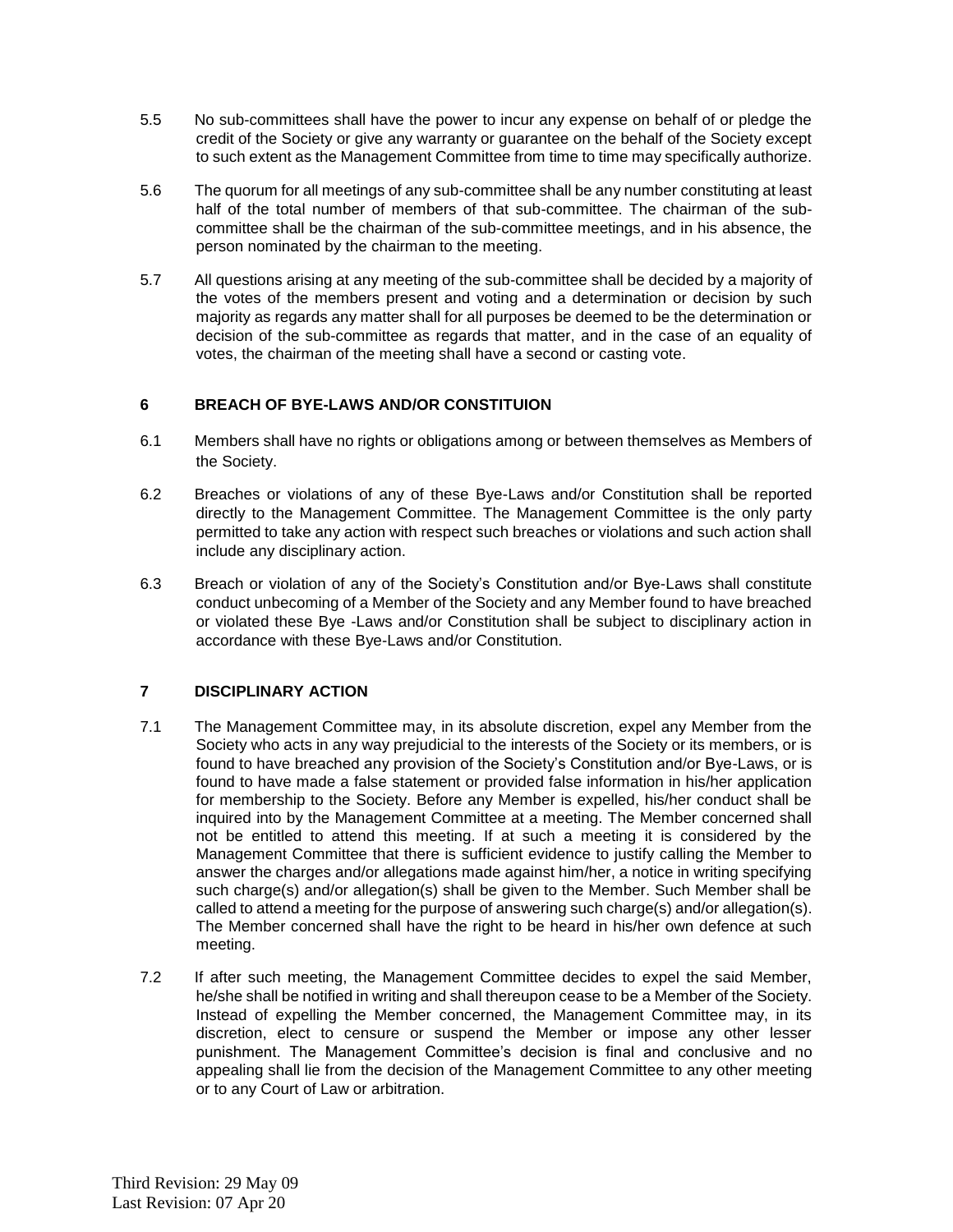5.5 No sub-committees shall have the power to incur any expense on behalf of or pledge the credit of the Society or give any warranty or guarantee on the behalf of the Society except to such extent as the Management Committee from time to time may specifically authorize.

5.6 The quorum for all meetings of any sub-committee shall be any number constituting at least half of the total number of members of that sub-committee. The chairman of the sub-committee shall be the chairman of the sub-committee meetings, and in his absence, the person nominated by the chairman to the meeting.

5.7 All questions arising at any meeting of the sub-committee shall be decided by a majority of the votes of the members present and voting and a determination or decision by such majority as regards any matter shall for all purposes be deemed to be the determination or decision of the sub-committee as regards that matter, and in the case of an equality of votes, the chairman of the meeting shall have a second or casting vote.

## 6 BREACH OF BYE-LAWS AND/OR CONSTITUION

6.1 Members shall have no rights or obligations among or between themselves as Members of the Society.

6.2 Breaches or violations of any of these Bye-Laws and/or Constitution shall be reported directly to the Management Committee. The Management Committee is the only party permitted to take any action with respect such breaches or violations and such action shall include any disciplinary action.

6.3 Breach or violation of any of the Society's Constitution and/or Bye-Laws shall constitute conduct unbecoming of a Member of the Society and any Member found to have breached or violated these Bye -Laws and/or Constitution shall be subject to disciplinary action in accordance with these Bye-Laws and/or Constitution.

## 7 DISCIPLINARY ACTION

7.1 The Management Committee may, in its absolute discretion, expel any Member from the Society who acts in any way prejudicial to the interests of the Society or its members, or is found to have breached any provision of the Society's Constitution and/or Bye-Laws, or is found to have made a false statement or provided false information in his/her application for membership to the Society. Before any Member is expelled, his/her conduct shall be inquired into by the Management Committee at a meeting. The Member concerned shall not be entitled to attend this meeting. If at such a meeting it is considered by the Management Committee that there is sufficient evidence to justify calling the Member to answer the charges and/or allegations made against him/her, a notice in writing specifying such charge(s) and/or allegation(s) shall be given to the Member. Such Member shall be called to attend a meeting for the purpose of answering such charge(s) and/or allegation(s). The Member concerned shall have the right to be heard in his/her own defence at such meeting.

7.2 If after such meeting, the Management Committee decides to expel the said Member, he/she shall be notified in writing and shall thereupon cease to be a Member of the Society. Instead of expelling the Member concerned, the Management Committee may, in its discretion, elect to censure or suspend the Member or impose any other lesser punishment. The Management Committee's decision is final and conclusive and no appealing shall lie from the decision of the Management Committee to any other meeting or to any Court of Law or arbitration.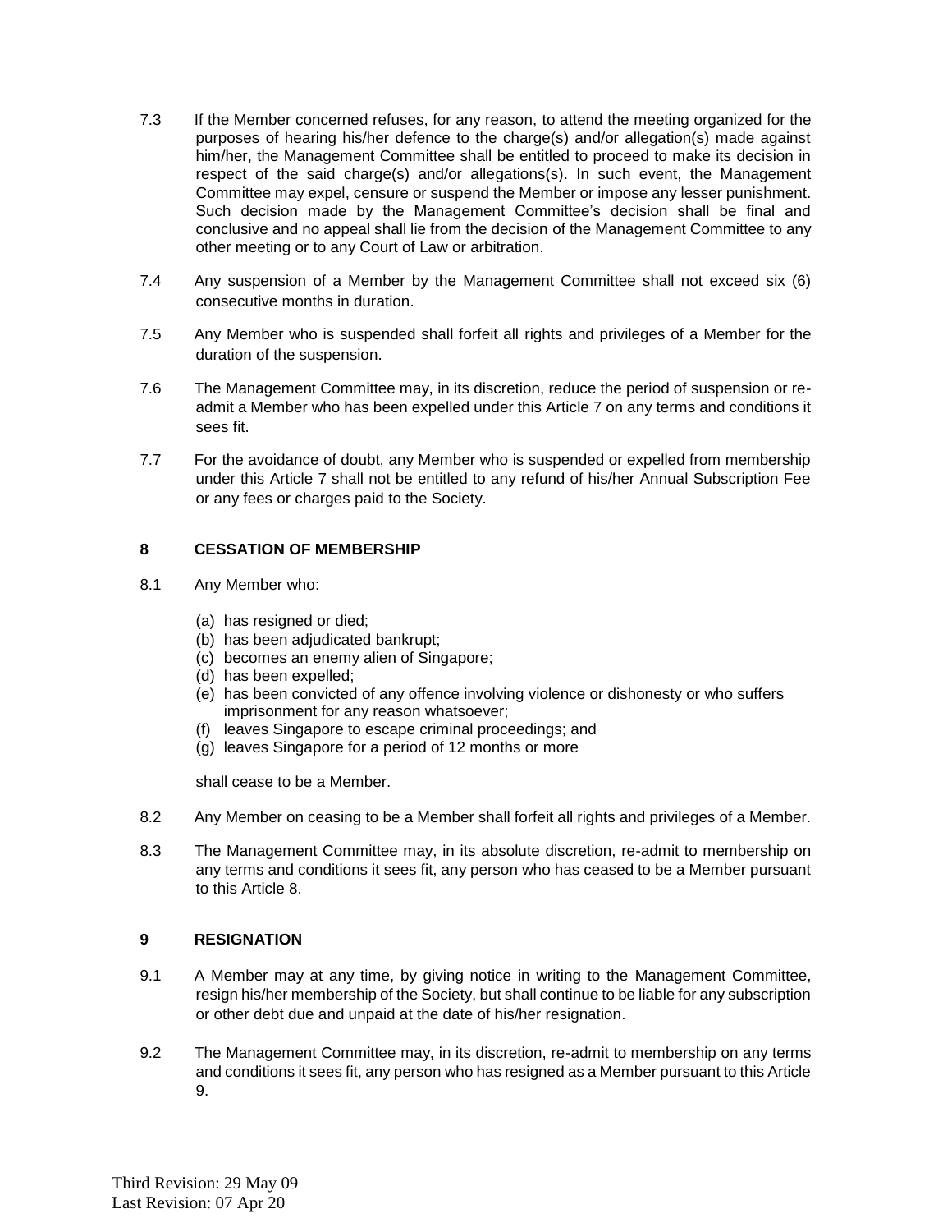7.3 If the Member concerned refuses, for any reason, to attend the meeting organized for the purposes of hearing his/her defence to the charge(s) and/or allegation(s) made against him/her, the Management Committee shall be entitled to proceed to make its decision in respect of the said charge(s) and/or allegations(s). In such event, the Management Committee may expel, censure or suspend the Member or impose any lesser punishment. Such decision made by the Management Committee's decision shall be final and conclusive and no appeal shall lie from the decision of the Management Committee to any other meeting or to any Court of Law or arbitration.

7.4 Any suspension of a Member by the Management Committee shall not exceed six (6) consecutive months in duration.

7.5 Any Member who is suspended shall forfeit all rights and privileges of a Member for the duration of the suspension.

7.6 The Management Committee may, in its discretion, reduce the period of suspension or re-admit a Member who has been expelled under this Article 7 on any terms and conditions it sees fit.

7.7 For the avoidance of doubt, any Member who is suspended or expelled from membership under this Article 7 shall not be entitled to any refund of his/her Annual Subscription Fee or any fees or charges paid to the Society.

### 8 CESSATION OF MEMBERSHIP

8.1 Any Member who:

(a) has resigned or died;
(b) has been adjudicated bankrupt;
(c) becomes an enemy alien of Singapore;
(d) has been expelled;
(e) has been convicted of any offence involving violence or dishonesty or who suffers imprisonment for any reason whatsoever;
(f) leaves Singapore to escape criminal proceedings; and
(g) leaves Singapore for a period of 12 months or more

shall cease to be a Member.

8.2 Any Member on ceasing to be a Member shall forfeit all rights and privileges of a Member.

8.3 The Management Committee may, in its absolute discretion, re-admit to membership on any terms and conditions it sees fit, any person who has ceased to be a Member pursuant to this Article 8.

### 9 RESIGNATION

9.1 A Member may at any time, by giving notice in writing to the Management Committee, resign his/her membership of the Society, but shall continue to be liable for any subscription or other debt due and unpaid at the date of his/her resignation.

9.2 The Management Committee may, in its discretion, re-admit to membership on any terms and conditions it sees fit, any person who has resigned as a Member pursuant to this Article 9.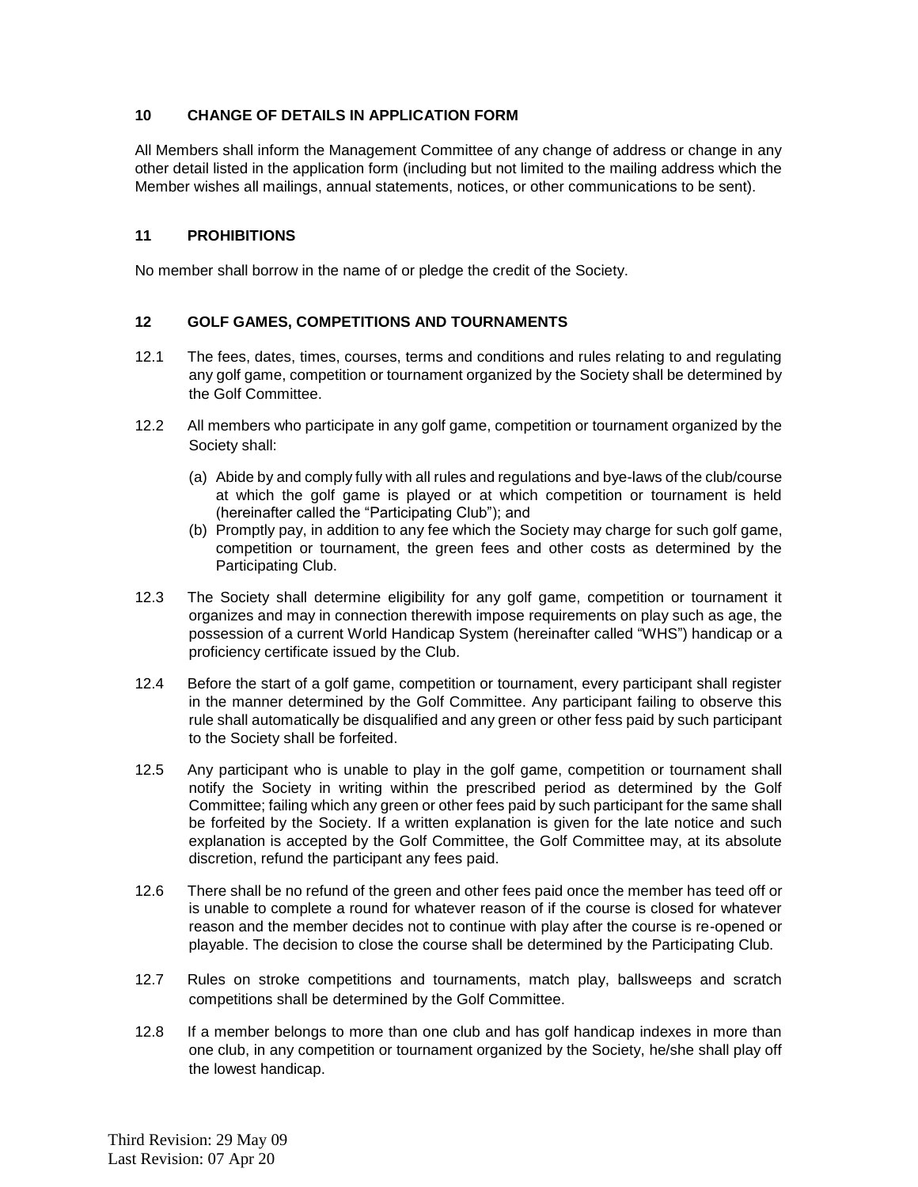## 10 CHANGE OF DETAILS IN APPLICATION FORM

All Members shall inform the Management Committee of any change of address or change in any other detail listed in the application form (including but not limited to the mailing address which the Member wishes all mailings, annual statements, notices, or other communications to be sent).

## 11 PROHIBITIONS

No member shall borrow in the name of or pledge the credit of the Society.

## 12 GOLF GAMES, COMPETITIONS AND TOURNAMENTS

12.1 The fees, dates, times, courses, terms and conditions and rules relating to and regulating any golf game, competition or tournament organized by the Society shall be determined by the Golf Committee.

12.2 All members who participate in any golf game, competition or tournament organized by the Society shall:

(a) Abide by and comply fully with all rules and regulations and bye-laws of the club/course at which the golf game is played or at which competition or tournament is held (hereinafter called the "Participating Club"); and

(b) Promptly pay, in addition to any fee which the Society may charge for such golf game, competition or tournament, the green fees and other costs as determined by the Participating Club.

12.3 The Society shall determine eligibility for any golf game, competition or tournament it organizes and may in connection therewith impose requirements on play such as age, the possession of a current World Handicap System (hereinafter called "WHS") handicap or a proficiency certificate issued by the Club.

12.4 Before the start of a golf game, competition or tournament, every participant shall register in the manner determined by the Golf Committee. Any participant failing to observe this rule shall automatically be disqualified and any green or other fess paid by such participant to the Society shall be forfeited.

12.5 Any participant who is unable to play in the golf game, competition or tournament shall notify the Society in writing within the prescribed period as determined by the Golf Committee; failing which any green or other fees paid by such participant for the same shall be forfeited by the Society. If a written explanation is given for the late notice and such explanation is accepted by the Golf Committee, the Golf Committee may, at its absolute discretion, refund the participant any fees paid.

12.6 There shall be no refund of the green and other fees paid once the member has teed off or is unable to complete a round for whatever reason of if the course is closed for whatever reason and the member decides not to continue with play after the course is re-opened or playable. The decision to close the course shall be determined by the Participating Club.

12.7 Rules on stroke competitions and tournaments, match play, ballsweeps and scratch competitions shall be determined by the Golf Committee.

12.8 If a member belongs to more than one club and has golf handicap indexes in more than one club, in any competition or tournament organized by the Society, he/she shall play off the lowest handicap.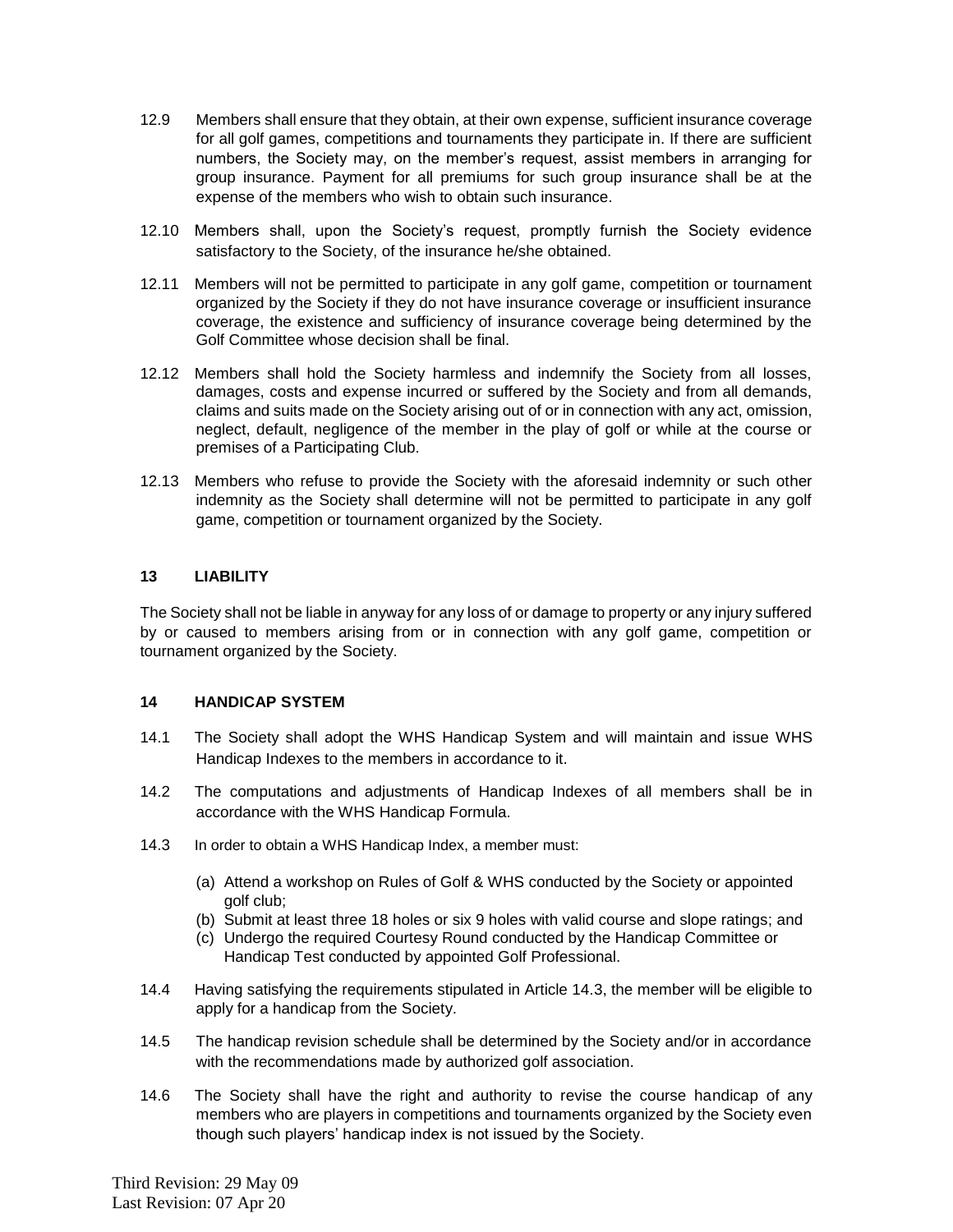12.9 Members shall ensure that they obtain, at their own expense, sufficient insurance coverage for all golf games, competitions and tournaments they participate in. If there are sufficient numbers, the Society may, on the member's request, assist members in arranging for group insurance. Payment for all premiums for such group insurance shall be at the expense of the members who wish to obtain such insurance.

12.10 Members shall, upon the Society's request, promptly furnish the Society evidence satisfactory to the Society, of the insurance he/she obtained.

12.11 Members will not be permitted to participate in any golf game, competition or tournament organized by the Society if they do not have insurance coverage or insufficient insurance coverage, the existence and sufficiency of insurance coverage being determined by the Golf Committee whose decision shall be final.

12.12 Members shall hold the Society harmless and indemnify the Society from all losses, damages, costs and expense incurred or suffered by the Society and from all demands, claims and suits made on the Society arising out of or in connection with any act, omission, neglect, default, negligence of the member in the play of golf or while at the course or premises of a Participating Club.

12.13 Members who refuse to provide the Society with the aforesaid indemnity or such other indemnity as the Society shall determine will not be permitted to participate in any golf game, competition or tournament organized by the Society.

## 13 LIABILITY

The Society shall not be liable in anyway for any loss of or damage to property or any injury suffered by or caused to members arising from or in connection with any golf game, competition or tournament organized by the Society.

## 14 HANDICAP SYSTEM

14.1 The Society shall adopt the WHS Handicap System and will maintain and issue WHS Handicap Indexes to the members in accordance to it.

14.2 The computations and adjustments of Handicap Indexes of all members shall be in accordance with the WHS Handicap Formula.

14.3 In order to obtain a WHS Handicap Index, a member must:

(a) Attend a workshop on Rules of Golf & WHS conducted by the Society or appointed golf club;
(b) Submit at least three 18 holes or six 9 holes with valid course and slope ratings; and
(c) Undergo the required Courtesy Round conducted by the Handicap Committee or Handicap Test conducted by appointed Golf Professional.

14.4 Having satisfying the requirements stipulated in Article 14.3, the member will be eligible to apply for a handicap from the Society.

14.5 The handicap revision schedule shall be determined by the Society and/or in accordance with the recommendations made by authorized golf association.

14.6 The Society shall have the right and authority to revise the course handicap of any members who are players in competitions and tournaments organized by the Society even though such players' handicap index is not issued by the Society.

Third Revision: 29 May 09
Last Revision: 07 Apr 20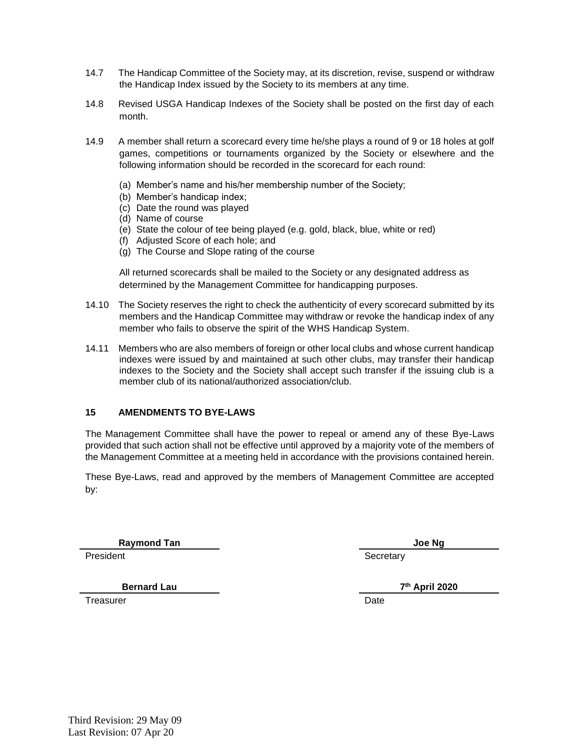14.7 The Handicap Committee of the Society may, at its discretion, revise, suspend or withdraw the Handicap Index issued by the Society to its members at any time.

14.8 Revised USGA Handicap Indexes of the Society shall be posted on the first day of each month.

14.9 A member shall return a scorecard every time he/she plays a round of 9 or 18 holes at golf games, competitions or tournaments organized by the Society or elsewhere and the following information should be recorded in the scorecard for each round:

(a) Member's name and his/her membership number of the Society;
(b) Member's handicap index;
(c) Date the round was played
(d) Name of course
(e) State the colour of tee being played (e.g. gold, black, blue, white or red)
(f) Adjusted Score of each hole; and
(g) The Course and Slope rating of the course

All returned scorecards shall be mailed to the Society or any designated address as determined by the Management Committee for handicapping purposes.

14.10 The Society reserves the right to check the authenticity of every scorecard submitted by its members and the Handicap Committee may withdraw or revoke the handicap index of any member who fails to observe the spirit of the WHS Handicap System.

14.11 Members who are also members of foreign or other local clubs and whose current handicap indexes were issued by and maintained at such other clubs, may transfer their handicap indexes to the Society and the Society shall accept such transfer if the issuing club is a member club of its national/authorized association/club.

## 15 AMENDMENTS TO BYE-LAWS

The Management Committee shall have the power to repeal or amend any of these Bye-Laws provided that such action shall not be effective until approved by a majority vote of the members of the Management Committee at a meeting held in accordance with the provisions contained herein.

These Bye-Laws, read and approved by the members of Management Committee are accepted by:

**Raymond Tan**
President

**Joe Ng**
Secretary

**Bernard Lau**
Treasurer

**7th April 2020**
Date

Third Revision: 29 May 09
Last Revision: 07 Apr 20